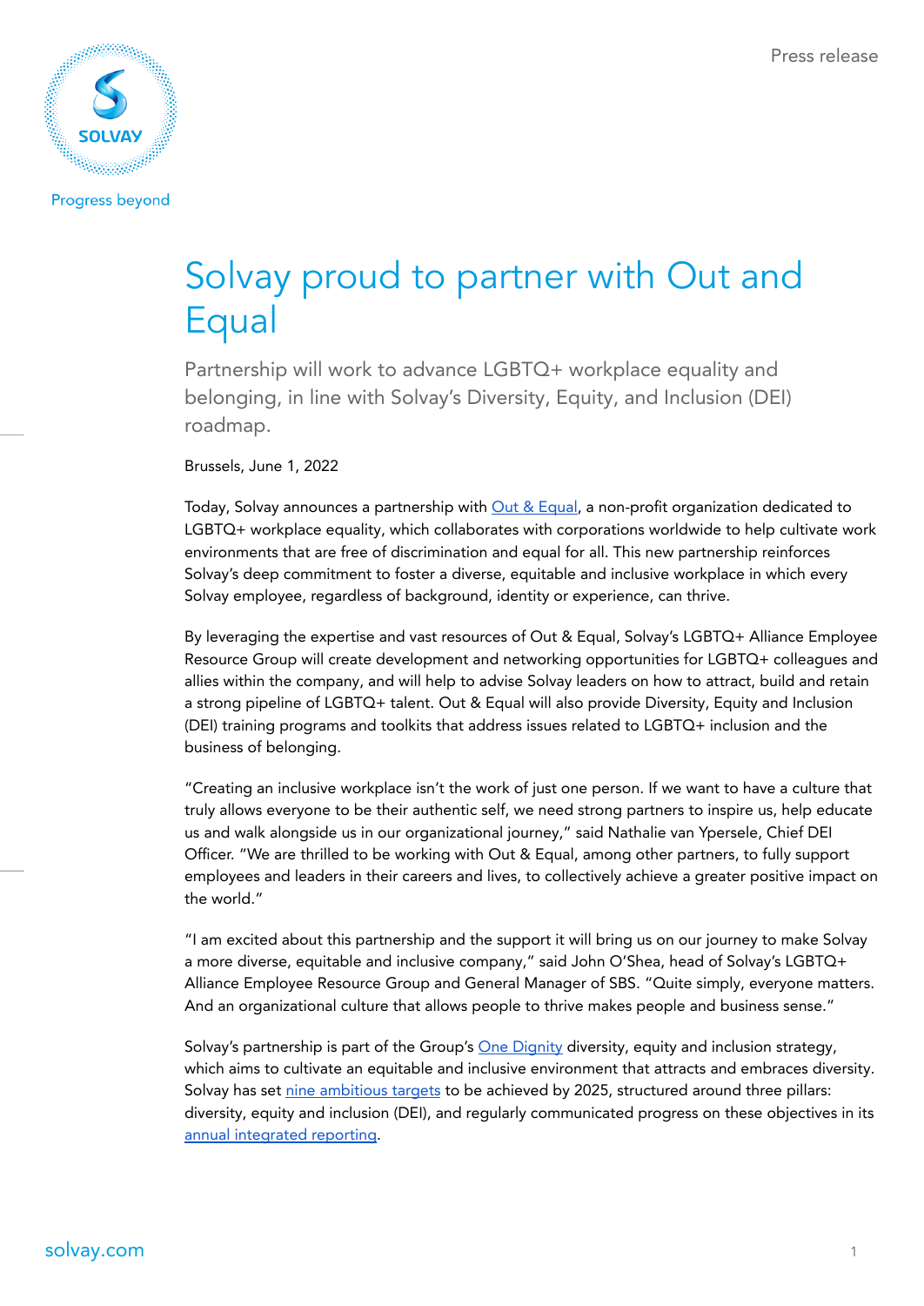Press release

# Solvay proud to partner with Out and Equal

Partnership will work to advance LGBTQ+ workplace equality and belonging, in line with Solvay's Diversity, Equity, and Inclusion (DEI) roadmap.

Brussels, June 1, 2022

Today, Solvay announces a partnership with [Out & Equal](), a non-profit organization dedicated to LGBTQ+ workplace equality, which collaborates with corporations worldwide to help cultivate work environments that are free of discrimination and equal for all. This new partnership reinforces Solvay's deep commitment to foster a diverse, equitable and inclusive workplace in which every Solvay employee, regardless of background, identity or experience, can thrive.

By leveraging the expertise and vast resources of Out & Equal, Solvay's LGBTQ+ Alliance Employee Resource Group will create development and networking opportunities for LGBTQ+ colleagues and allies within the company, and will help to advise Solvay leaders on how to attract, build and retain a strong pipeline of LGBTQ+ talent. Out & Equal will also provide Diversity, Equity and Inclusion (DEI) training programs and toolkits that address issues related to LGBTQ+ inclusion and the business of belonging.

"Creating an inclusive workplace isn't the work of just one person. If we want to have a culture that truly allows everyone to be their authentic self, we need strong partners to inspire us, help educate us and walk alongside us in our organizational journey," said Nathalie van Ypersele, Chief DEI Officer. "We are thrilled to be working with Out & Equal, among other partners, to fully support employees and leaders in their careers and lives, to collectively achieve a greater positive impact on the world."

"I am excited about this partnership and the support it will bring us on our journey to make Solvay a more diverse, equitable and inclusive company," said John O'Shea, head of Solvay's LGBTQ+ Alliance Employee Resource Group and General Manager of SBS. "Quite simply, everyone matters. And an organizational culture that allows people to thrive makes people and business sense."

Solvay's partnership is part of the Group's [One Dignity]() diversity, equity and inclusion strategy, which aims to cultivate an equitable and inclusive environment that attracts and embraces diversity. Solvay has set [nine ambitious targets]() to be achieved by 2025, structured around three pillars: diversity, equity and inclusion (DEI), and regularly communicated progress on these objectives in its [annual integrated reporting]().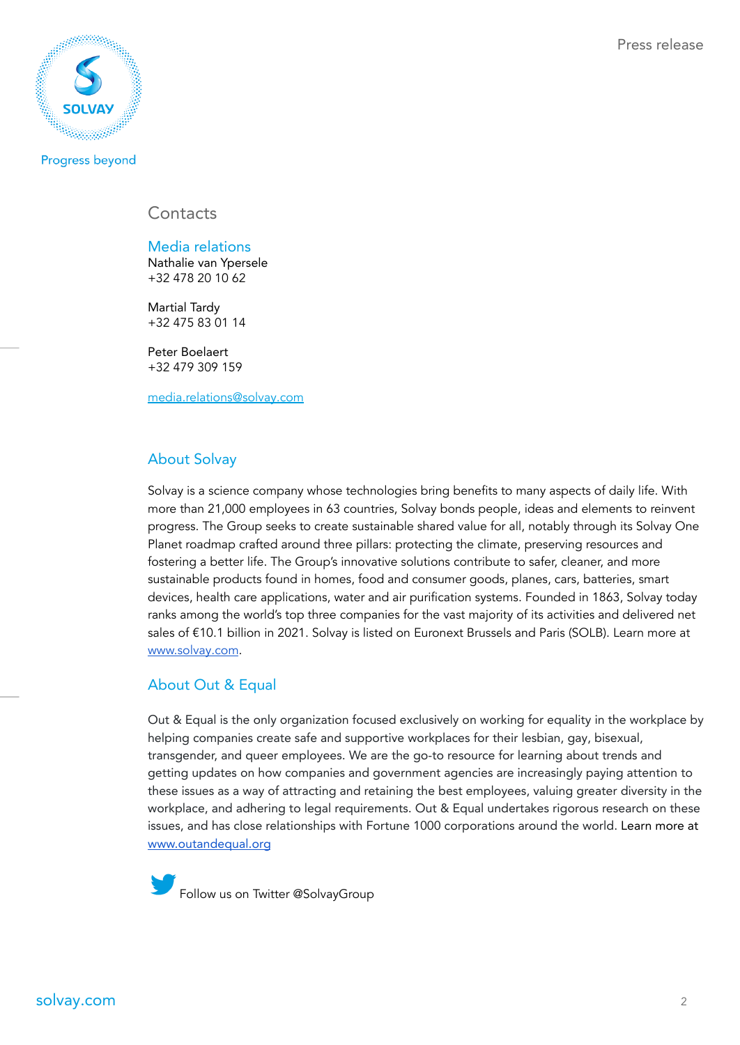## Contacts

### Media relations

Nathalie van Ypersele
+32 478 20 10 62

Martial Tardy
+32 475 83 01 14

Peter Boelaert
+32 479 309 159

media.relations@solvay.com

### About Solvay

Solvay is a science company whose technologies bring benefits to many aspects of daily life. With more than 21,000 employees in 63 countries, Solvay bonds people, ideas and elements to reinvent progress. The Group seeks to create sustainable shared value for all, notably through its Solvay One Planet roadmap crafted around three pillars: protecting the climate, preserving resources and fostering a better life. The Group's innovative solutions contribute to safer, cleaner, and more sustainable products found in homes, food and consumer goods, planes, cars, batteries, smart devices, health care applications, water and air purification systems. Founded in 1863, Solvay today ranks among the world's top three companies for the vast majority of its activities and delivered net sales of €10.1 billion in 2021. Solvay is listed on Euronext Brussels and Paris (SOLB). Learn more at www.solvay.com.

### About Out & Equal

Out & Equal is the only organization focused exclusively on working for equality in the workplace by helping companies create safe and supportive workplaces for their lesbian, gay, bisexual, transgender, and queer employees. We are the go-to resource for learning about trends and getting updates on how companies and government agencies are increasingly paying attention to these issues as a way of attracting and retaining the best employees, valuing greater diversity in the workplace, and adhering to legal requirements. Out & Equal undertakes rigorous research on these issues, and has close relationships with Fortune 1000 corporations around the world. Learn more at www.outandequal.org

Follow us on Twitter @SolvayGroup